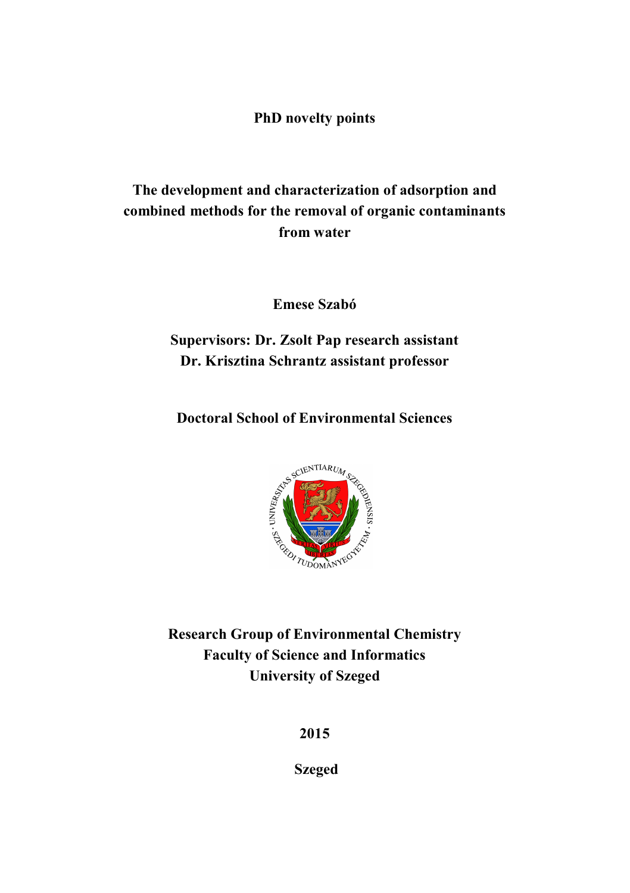**PhD novelty points**

# The development and characterization of adsorption and combined methods for the removal of organic contaminants from water

**Emese Szabó**

**Supervisors: Dr. Zsolt Pap research assistant**
**Dr. Krisztina Schrantz assistant professor**

**Doctoral School of Environmental Sciences**

**Research Group of Environmental Chemistry**
**Faculty of Science and Informatics**
**University of Szeged**

**2015**

**Szeged**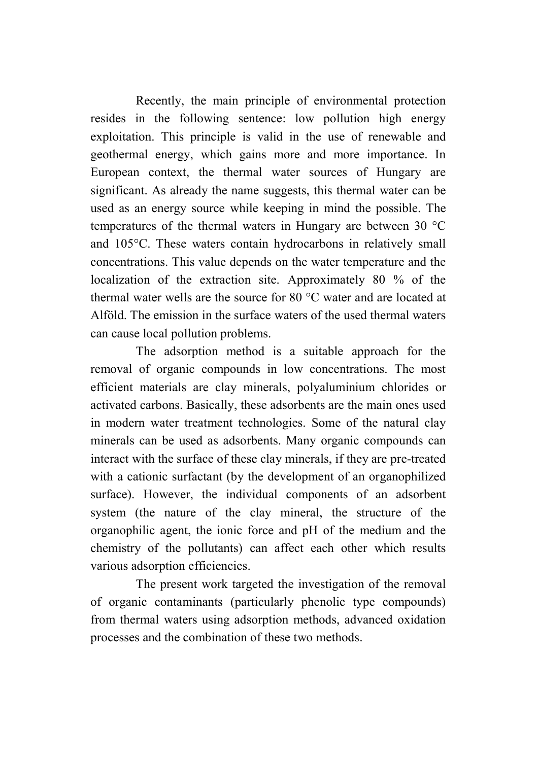Recently, the main principle of environmental protection resides in the following sentence: low pollution high energy exploitation. This principle is valid in the use of renewable and geothermal energy, which gains more and more importance. In European context, the thermal water sources of Hungary are significant. As already the name suggests, this thermal water can be used as an energy source while keeping in mind the possible. The temperatures of the thermal waters in Hungary are between 30 °C and 105°C. These waters contain hydrocarbons in relatively small concentrations. This value depends on the water temperature and the localization of the extraction site. Approximately 80 % of the thermal water wells are the source for 80 °C water and are located at Alföld. The emission in the surface waters of the used thermal waters can cause local pollution problems.

The adsorption method is a suitable approach for the removal of organic compounds in low concentrations. The most efficient materials are clay minerals, polyaluminium chlorides or activated carbons. Basically, these adsorbents are the main ones used in modern water treatment technologies. Some of the natural clay minerals can be used as adsorbents. Many organic compounds can interact with the surface of these clay minerals, if they are pre-treated with a cationic surfactant (by the development of an organophilized surface). However, the individual components of an adsorbent system (the nature of the clay mineral, the structure of the organophilic agent, the ionic force and pH of the medium and the chemistry of the pollutants) can affect each other which results various adsorption efficiencies.

The present work targeted the investigation of the removal of organic contaminants (particularly phenolic type compounds) from thermal waters using adsorption methods, advanced oxidation processes and the combination of these two methods.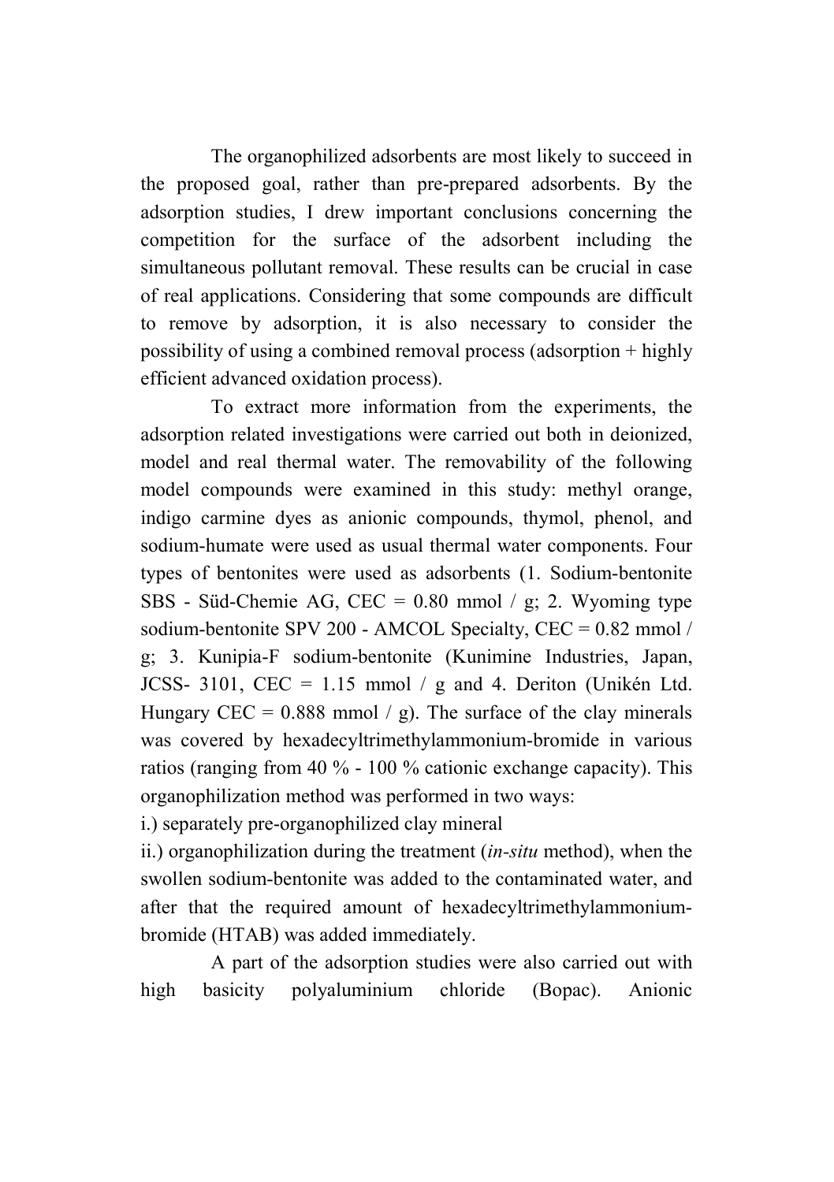The organophilized adsorbents are most likely to succeed in the proposed goal, rather than pre-prepared adsorbents. By the adsorption studies, I drew important conclusions concerning the competition for the surface of the adsorbent including the simultaneous pollutant removal. These results can be crucial in case of real applications. Considering that some compounds are difficult to remove by adsorption, it is also necessary to consider the possibility of using a combined removal process (adsorption + highly efficient advanced oxidation process).

To extract more information from the experiments, the adsorption related investigations were carried out both in deionized, model and real thermal water. The removability of the following model compounds were examined in this study: methyl orange, indigo carmine dyes as anionic compounds, thymol, phenol, and sodium-humate were used as usual thermal water components. Four types of bentonites were used as adsorbents (1. Sodium-bentonite SBS - Süd-Chemie AG, CEC = 0.80 mmol / g; 2. Wyoming type sodium-bentonite SPV 200 - AMCOL Specialty, CEC = 0.82 mmol / g; 3. Kunipia-F sodium-bentonite (Kunimine Industries, Japan, JCSS- 3101, CEC = 1.15 mmol / g and 4. Deriton (Unikén Ltd. Hungary CEC = 0.888 mmol / g). The surface of the clay minerals was covered by hexadecyltrimethylammonium-bromide in various ratios (ranging from 40 % - 100 % cationic exchange capacity). This organophilization method was performed in two ways:

i.) separately pre-organophilized clay mineral

ii.) organophilization during the treatment (*in-situ* method), when the swollen sodium-bentonite was added to the contaminated water, and after that the required amount of hexadecyltrimethylammonium-bromide (HTAB) was added immediately.

A part of the adsorption studies were also carried out with high basicity polyaluminium chloride (Bopac). Anionic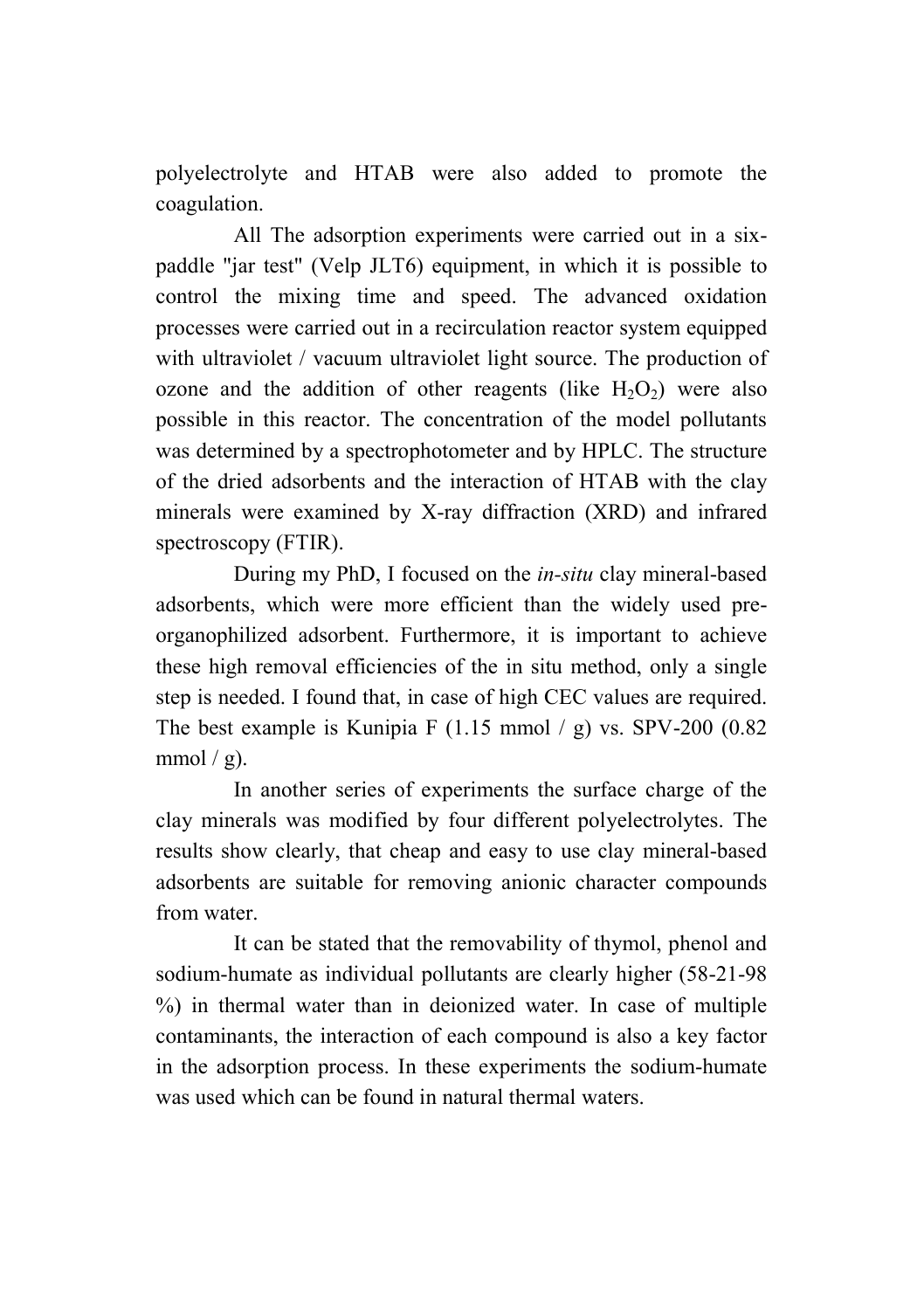polyelectrolyte and HTAB were also added to promote the coagulation.

All The adsorption experiments were carried out in a six-paddle "jar test" (Velp JLT6) equipment, in which it is possible to control the mixing time and speed. The advanced oxidation processes were carried out in a recirculation reactor system equipped with ultraviolet / vacuum ultraviolet light source. The production of ozone and the addition of other reagents (like $H_2O_2$) were also possible in this reactor. The concentration of the model pollutants was determined by a spectrophotometer and by HPLC. The structure of the dried adsorbents and the interaction of HTAB with the clay minerals were examined by X-ray diffraction (XRD) and infrared spectroscopy (FTIR).

During my PhD, I focused on the *in-situ* clay mineral-based adsorbents, which were more efficient than the widely used pre-organophilized adsorbent. Furthermore, it is important to achieve these high removal efficiencies of the in situ method, only a single step is needed. I found that, in case of high CEC values are required. The best example is Kunipia F (1.15 mmol / g) vs. SPV-200 (0.82 mmol / g).

In another series of experiments the surface charge of the clay minerals was modified by four different polyelectrolytes. The results show clearly, that cheap and easy to use clay mineral-based adsorbents are suitable for removing anionic character compounds from water.

It can be stated that the removability of thymol, phenol and sodium-humate as individual pollutants are clearly higher (58-21-98 %) in thermal water than in deionized water. In case of multiple contaminants, the interaction of each compound is also a key factor in the adsorption process. In these experiments the sodium-humate was used which can be found in natural thermal waters.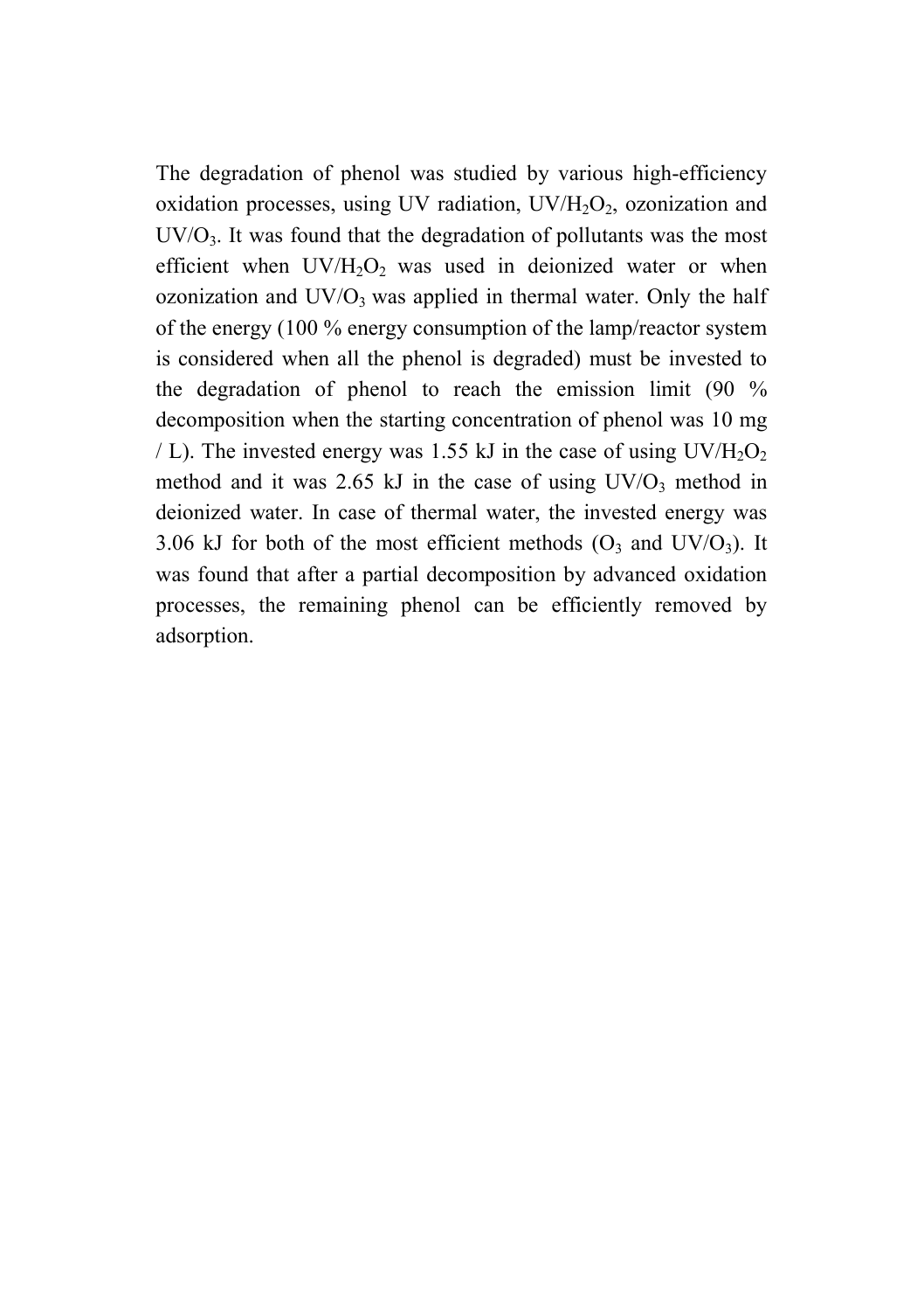The degradation of phenol was studied by various high-efficiency oxidation processes, using UV radiation, UV/$H_2O_2$, ozonization and UV/$O_3$. It was found that the degradation of pollutants was the most efficient when UV/$H_2O_2$ was used in deionized water or when ozonization and UV/$O_3$ was applied in thermal water. Only the half of the energy (100 % energy consumption of the lamp/reactor system is considered when all the phenol is degraded) must be invested to the degradation of phenol to reach the emission limit (90 % decomposition when the starting concentration of phenol was 10 mg / L). The invested energy was 1.55 kJ in the case of using UV/$H_2O_2$ method and it was 2.65 kJ in the case of using UV/$O_3$ method in deionized water. In case of thermal water, the invested energy was 3.06 kJ for both of the most efficient methods ($O_3$ and UV/$O_3$). It was found that after a partial decomposition by advanced oxidation processes, the remaining phenol can be efficiently removed by adsorption.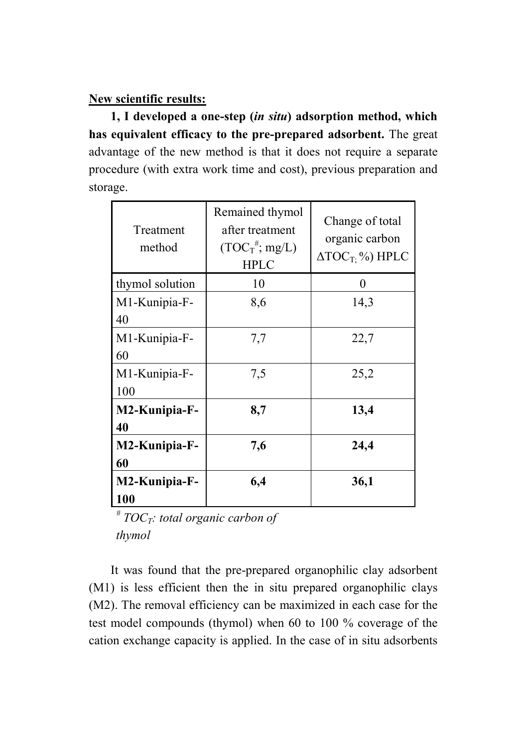**New scientific results:**

**1, I developed a one-step (*in situ*) adsorption method, which has equivalent efficacy to the pre-prepared adsorbent.** The great advantage of the new method is that it does not require a separate procedure (with extra work time and cost), previous preparation and storage.

| Treatment method | Remained thymol after treatment ($TOC_T$[#]; mg/L) HPLC | Change of total organic carbon ($\Delta TOC_T$; %) HPLC |
|---|---|---|
| thymol solution | 10 | 0 |
| M1-Kunipia-F-40 | 8,6 | 14,3 |
| M1-Kunipia-F-60 | 7,7 | 22,7 |
| M1-Kunipia-F-100 | 7,5 | 25,2 |
| **M2-Kunipia-F-40** | **8,7** | **13,4** |
| **M2-Kunipia-F-60** | **7,6** | **24,4** |
| **M2-Kunipia-F-100** | **6,4** | **36,1** |

*[#] $TOC_T$: total organic carbon of thymol*

It was found that the pre-prepared organophilic clay adsorbent (M1) is less efficient then the in situ prepared organophilic clays (M2). The removal efficiency can be maximized in each case for the test model compounds (thymol) when 60 to 100 % coverage of the cation exchange capacity is applied. In the case of in situ adsorbents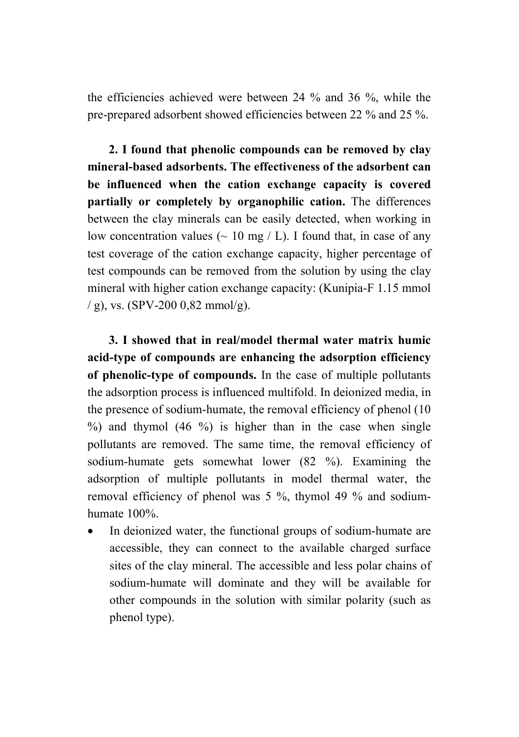the efficiencies achieved were between 24 % and 36 %, while the pre-prepared adsorbent showed efficiencies between 22 % and 25 %.

**2. I found that phenolic compounds can be removed by clay mineral-based adsorbents. The effectiveness of the adsorbent can be influenced when the cation exchange capacity is covered partially or completely by organophilic cation.** The differences between the clay minerals can be easily detected, when working in low concentration values (~ 10 mg / L). I found that, in case of any test coverage of the cation exchange capacity, higher percentage of test compounds can be removed from the solution by using the clay mineral with higher cation exchange capacity: (Kunipia-F 1.15 mmol / g), vs. (SPV-200 0,82 mmol/g).

**3. I showed that in real/model thermal water matrix humic acid-type of compounds are enhancing the adsorption efficiency of phenolic-type of compounds.** In the case of multiple pollutants the adsorption process is influenced multifold. In deionized media, in the presence of sodium-humate, the removal efficiency of phenol (10 %) and thymol (46 %) is higher than in the case when single pollutants are removed. The same time, the removal efficiency of sodium-humate gets somewhat lower (82 %). Examining the adsorption of multiple pollutants in model thermal water, the removal efficiency of phenol was 5 %, thymol 49 % and sodium-humate 100%.

- In deionized water, the functional groups of sodium-humate are accessible, they can connect to the available charged surface sites of the clay mineral. The accessible and less polar chains of sodium-humate will dominate and they will be available for other compounds in the solution with similar polarity (such as phenol type).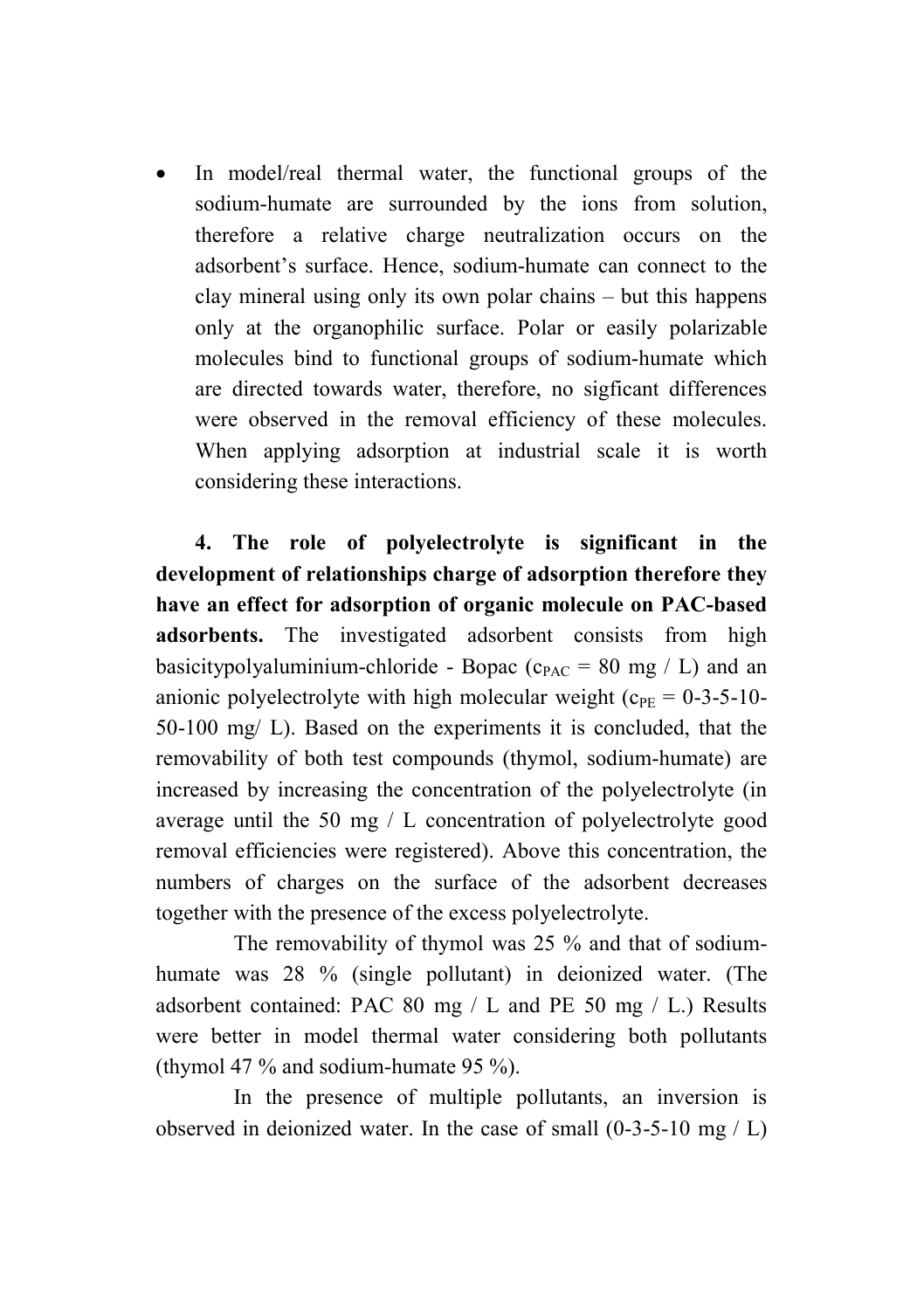- In model/real thermal water, the functional groups of the sodium-humate are surrounded by the ions from solution, therefore a relative charge neutralization occurs on the adsorbent's surface. Hence, sodium-humate can connect to the clay mineral using only its own polar chains – but this happens only at the organophilic surface. Polar or easily polarizable molecules bind to functional groups of sodium-humate which are directed towards water, therefore, no sigficant differences were observed in the removal efficiency of these molecules. When applying adsorption at industrial scale it is worth considering these interactions.

**4. The role of polyelectrolyte is significant in the development of relationships charge of adsorption therefore they have an effect for adsorption of organic molecule on PAC-based adsorbents.** The investigated adsorbent consists from high basicitypolyaluminium-chloride - Bopac ($c_{PAC}$ = 80 mg / L) and an anionic polyelectrolyte with high molecular weight ($c_{PE}$ = 0-3-5-10-50-100 mg/ L). Based on the experiments it is concluded, that the removability of both test compounds (thymol, sodium-humate) are increased by increasing the concentration of the polyelectrolyte (in average until the 50 mg / L concentration of polyelectrolyte good removal efficiencies were registered). Above this concentration, the numbers of charges on the surface of the adsorbent decreases together with the presence of the excess polyelectrolyte.

The removability of thymol was 25 % and that of sodium-humate was 28 % (single pollutant) in deionized water. (The adsorbent contained: PAC 80 mg / L and PE 50 mg / L.) Results were better in model thermal water considering both pollutants (thymol 47 % and sodium-humate 95 %).

In the presence of multiple pollutants, an inversion is observed in deionized water. In the case of small (0-3-5-10 mg / L)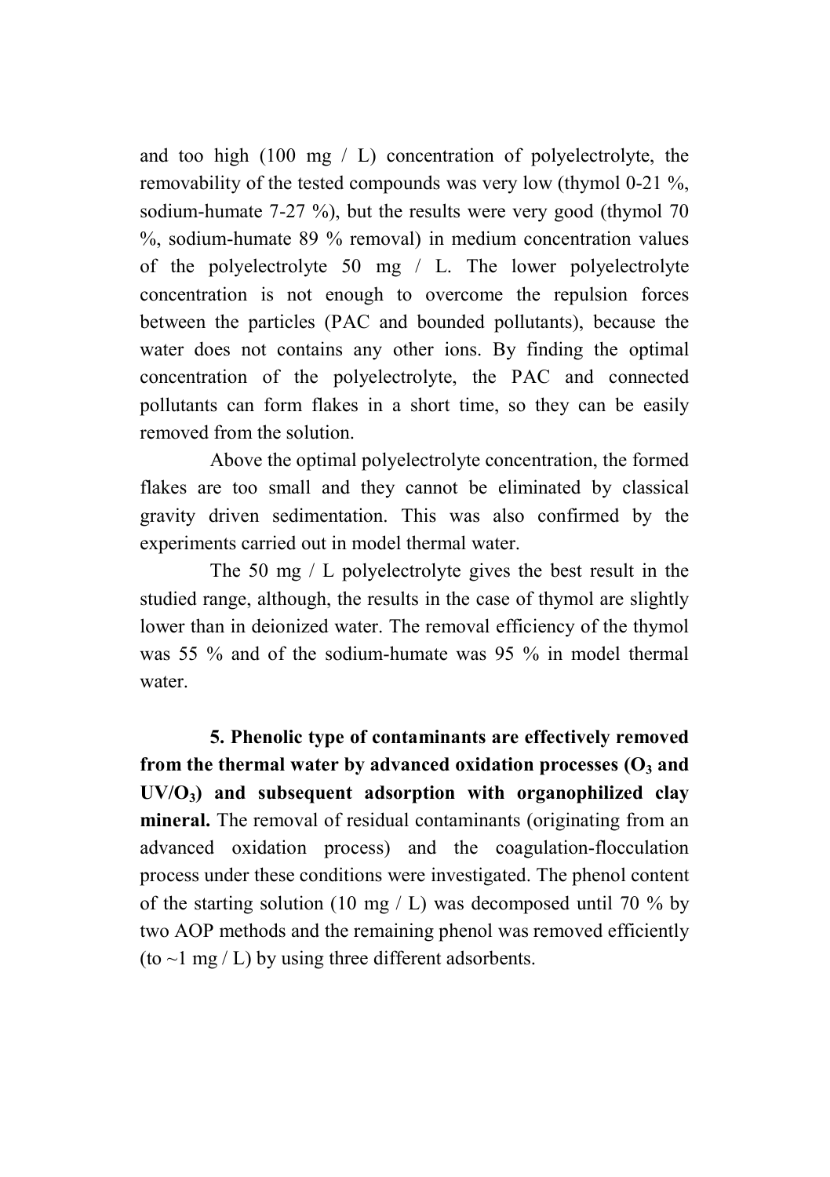and too high (100 mg / L) concentration of polyelectrolyte, the removability of the tested compounds was very low (thymol 0-21 %, sodium-humate 7-27 %), but the results were very good (thymol 70 %, sodium-humate 89 % removal) in medium concentration values of the polyelectrolyte 50 mg / L. The lower polyelectrolyte concentration is not enough to overcome the repulsion forces between the particles (PAC and bounded pollutants), because the water does not contains any other ions. By finding the optimal concentration of the polyelectrolyte, the PAC and connected pollutants can form flakes in a short time, so they can be easily removed from the solution.

Above the optimal polyelectrolyte concentration, the formed flakes are too small and they cannot be eliminated by classical gravity driven sedimentation. This was also confirmed by the experiments carried out in model thermal water.

The 50 mg / L polyelectrolyte gives the best result in the studied range, although, the results in the case of thymol are slightly lower than in deionized water. The removal efficiency of the thymol was 55 % and of the sodium-humate was 95 % in model thermal water.

**5. Phenolic type of contaminants are effectively removed from the thermal water by advanced oxidation processes ($O_3$ and $UV/O_3$) and subsequent adsorption with organophilized clay mineral.** The removal of residual contaminants (originating from an advanced oxidation process) and the coagulation-flocculation process under these conditions were investigated. The phenol content of the starting solution (10 mg / L) was decomposed until 70 % by two AOP methods and the remaining phenol was removed efficiently (to ~1 mg / L) by using three different adsorbents.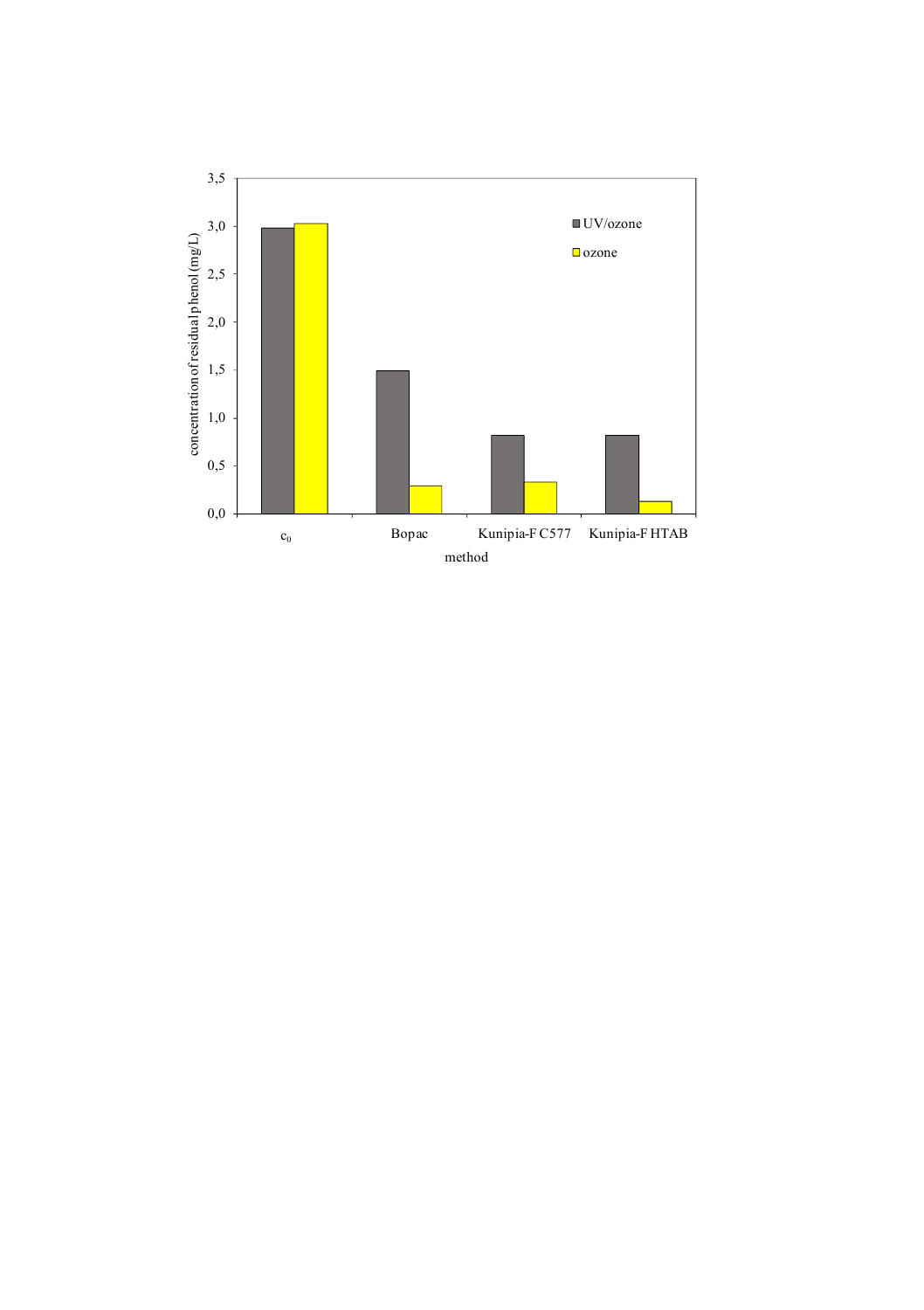concentration of residual phenol (mg/L)

3,5

3,0

2,5

2,0

1,5

1,0

0,5

0,0

UV/ozone

ozone

$c_0$ | Bopac | Kunipia-F C577 | Kunipia-F HTAB

method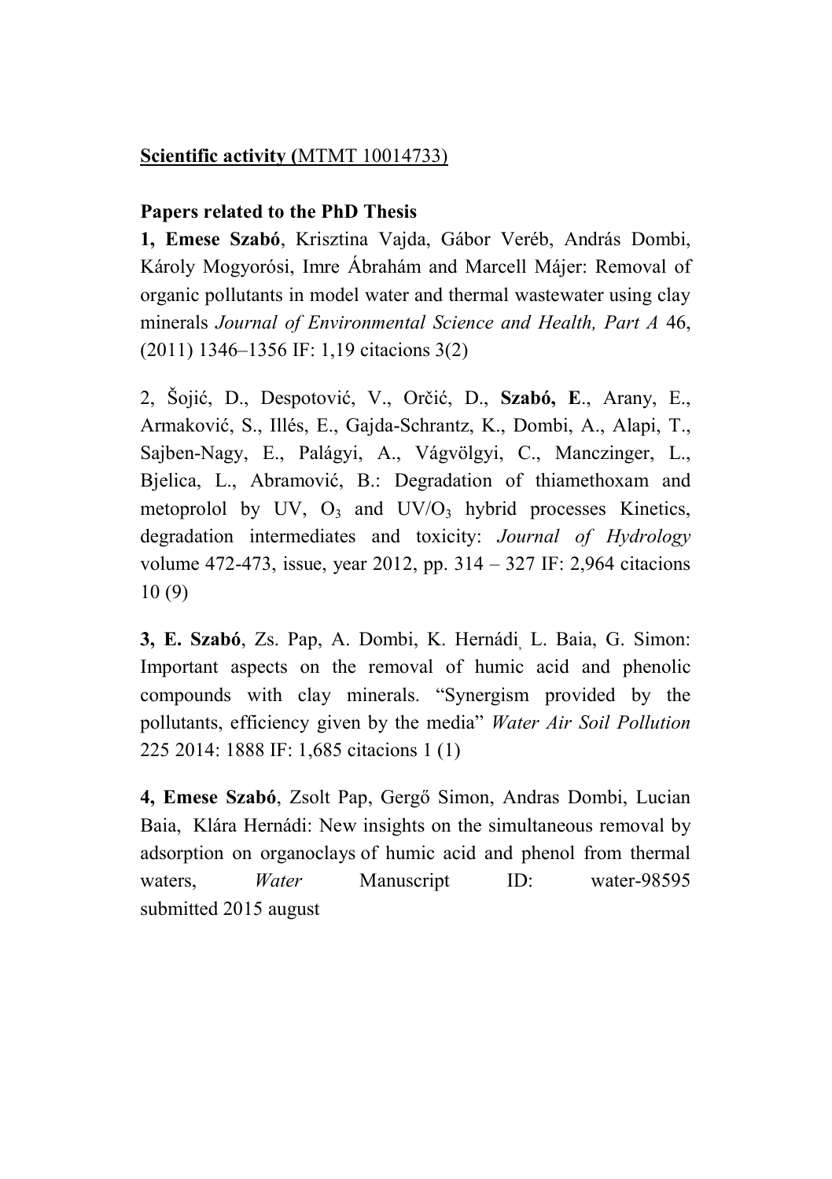**Scientific activity (**MTMT 10014733)

**Papers related to the PhD Thesis**

**1, Emese Szabó**, Krisztina Vajda, Gábor Veréb, András Dombi, Károly Mogyorósi, Imre Ábrahám and Marcell Májer: Removal of organic pollutants in model water and thermal wastewater using clay minerals *Journal of Environmental Science and Health, Part A* 46, (2011) 1346–1356 IF: 1,19 citacions 3(2)

2, Šojić, D., Despotović, V., Orčić, D., **Szabó, E**., Arany, E., Armaković, S., Illés, E., Gajda-Schrantz, K., Dombi, A., Alapi, T., Sajben-Nagy, E., Palágyi, A., Vágvölgyi, C., Manczinger, L., Bjelica, L., Abramović, B.: Degradation of thiamethoxam and metoprolol by UV, $O_3$ and UV/$O_3$ hybrid processes Kinetics, degradation intermediates and toxicity: *Journal of Hydrology* volume 472-473, issue, year 2012, pp. 314 – 327 IF: 2,964 citacions 10 (9)

**3, E. Szabó**, Zs. Pap, A. Dombi, K. Hernádi, L. Baia, G. Simon: Important aspects on the removal of humic acid and phenolic compounds with clay minerals. "Synergism provided by the pollutants, efficiency given by the media" *Water Air Soil Pollution* 225 2014: 1888 IF: 1,685 citacions 1 (1)

**4, Emese Szabó**, Zsolt Pap, Gergő Simon, Andras Dombi, Lucian Baia, Klára Hernádi: New insights on the simultaneous removal by adsorption on organoclays of humic acid and phenol from thermal waters, *Water* Manuscript ID: water-98595 submitted 2015 august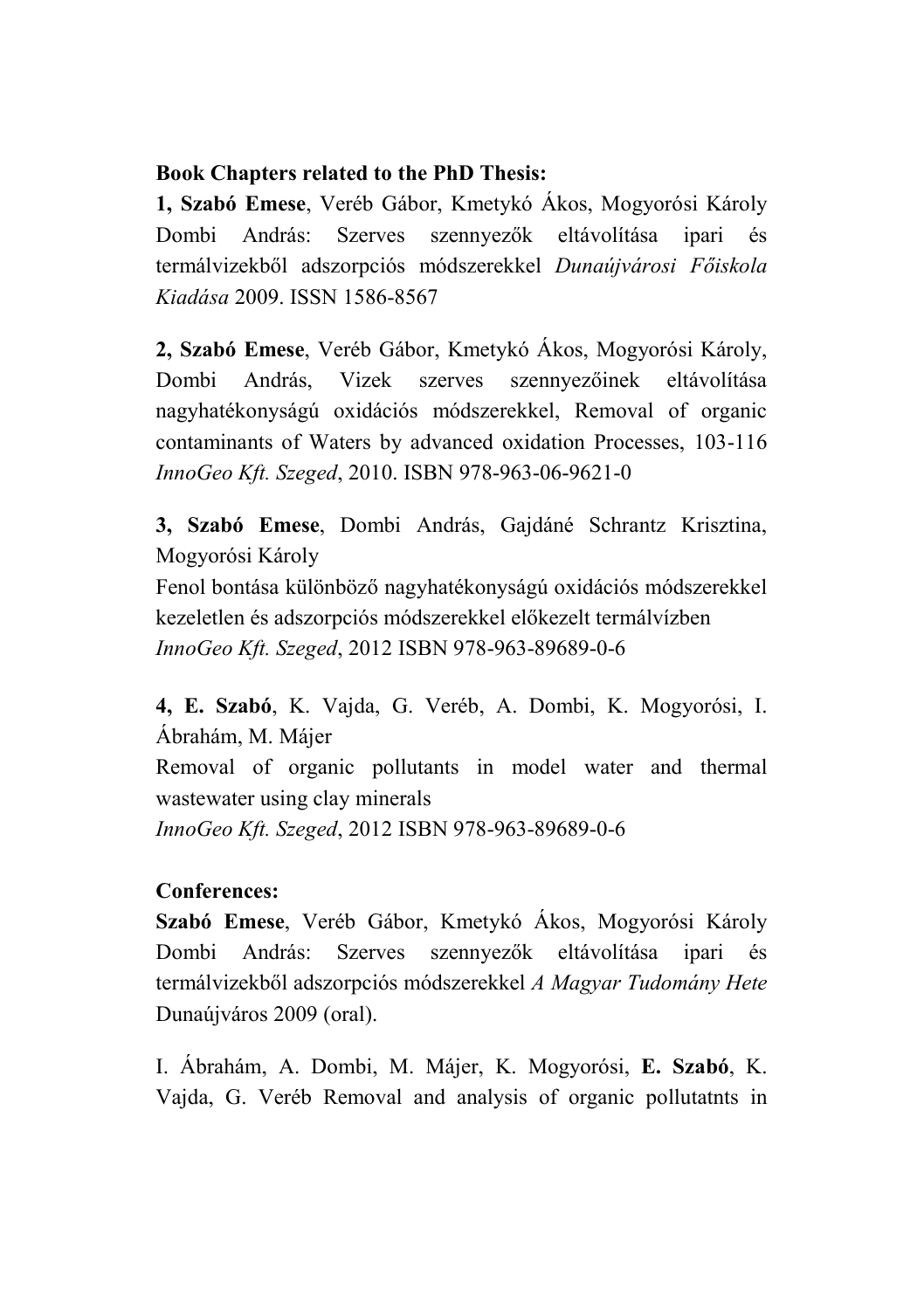**Book Chapters related to the PhD Thesis:**

**1, Szabó Emese**, Veréb Gábor, Kmetykó Ákos, Mogyorósi Károly Dombi András: Szerves szennyezők eltávolítása ipari és termálvizekből adszorpciós módszerekkel *Dunaújvárosi Főiskola Kiadása* 2009. ISSN 1586-8567

**2, Szabó Emese**, Veréb Gábor, Kmetykó Ákos, Mogyorósi Károly, Dombi András, Vizek szerves szennyezőinek eltávolítása nagyhatékonyságú oxidációs módszerekkel, Removal of organic contaminants of Waters by advanced oxidation Processes, 103-116 *InnoGeo Kft. Szeged*, 2010. ISBN 978-963-06-9621-0

**3, Szabó Emese**, Dombi András, Gajdáné Schrantz Krisztina, Mogyorósi Károly
Fenol bontása különböző nagyhatékonyságú oxidációs módszerekkel kezeletlen és adszorpciós módszerekkel előkezelt termálvízben
*InnoGeo Kft. Szeged*, 2012 ISBN 978-963-89689-0-6

**4, E. Szabó**, K. Vajda, G. Veréb, A. Dombi, K. Mogyorósi, I. Ábrahám, M. Májer
Removal of organic pollutants in model water and thermal wastewater using clay minerals
*InnoGeo Kft. Szeged*, 2012 ISBN 978-963-89689-0-6

**Conferences:**

**Szabó Emese**, Veréb Gábor, Kmetykó Ákos, Mogyorósi Károly Dombi András: Szerves szennyezők eltávolítása ipari és termálvizekből adszorpciós módszerekkel *A Magyar Tudomány Hete* Dunaújváros 2009 (oral).

I. Ábrahám, A. Dombi, M. Májer, K. Mogyorósi, **E. Szabó**, K. Vajda, G. Veréb Removal and analysis of organic pollutatnts in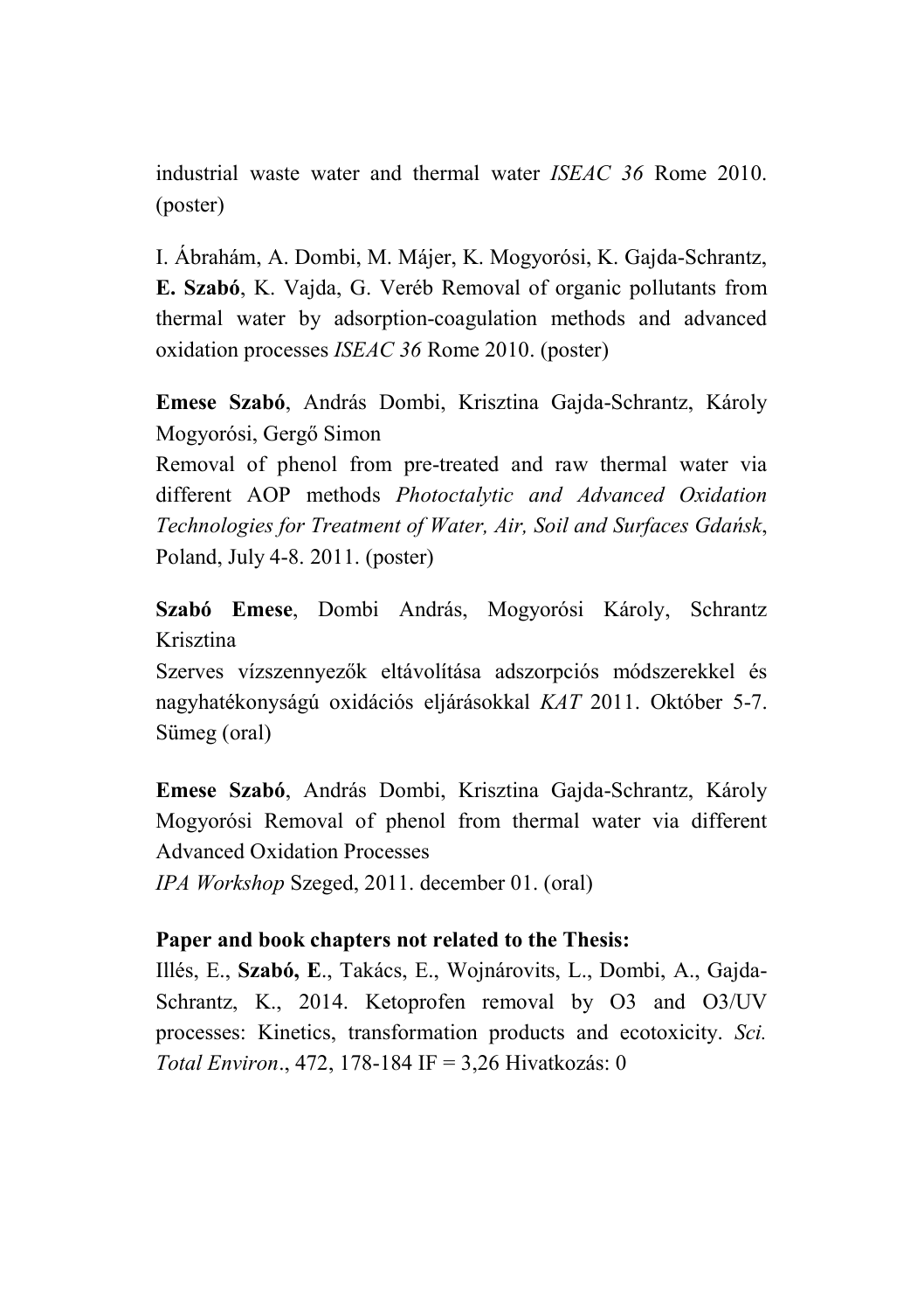industrial waste water and thermal water *ISEAC 36* Rome 2010. (poster)

I. Ábrahám, A. Dombi, M. Májer, K. Mogyorósi, K. Gajda-Schrantz, **E. Szabó**, K. Vajda, G. Veréb Removal of organic pollutants from thermal water by adsorption-coagulation methods and advanced oxidation processes *ISEAC 36* Rome 2010. (poster)

**Emese Szabó**, András Dombi, Krisztina Gajda-Schrantz, Károly Mogyorósi, Gergő Simon
Removal of phenol from pre-treated and raw thermal water via different AOP methods *Photoctalytic and Advanced Oxidation Technologies for Treatment of Water, Air, Soil and Surfaces Gdańsk*, Poland, July 4-8. 2011. (poster)

**Szabó Emese**, Dombi András, Mogyorósi Károly, Schrantz Krisztina
Szerves vízszennyezők eltávolítása adszorpciós módszerekkel és nagyhatékonyságú oxidációs eljárásokkal *KAT* 2011. Október 5-7. Sümeg (oral)

**Emese Szabó**, András Dombi, Krisztina Gajda-Schrantz, Károly Mogyorósi Removal of phenol from thermal water via different Advanced Oxidation Processes
*IPA Workshop* Szeged, 2011. december 01. (oral)

**Paper and book chapters not related to the Thesis:**
Illés, E., **Szabó, E**., Takács, E., Wojnárovits, L., Dombi, A., Gajda-Schrantz, K., 2014. Ketoprofen removal by O3 and O3/UV processes: Kinetics, transformation products and ecotoxicity. *Sci. Total Environ*., 472, 178-184 IF = 3,26 Hivatkozás: 0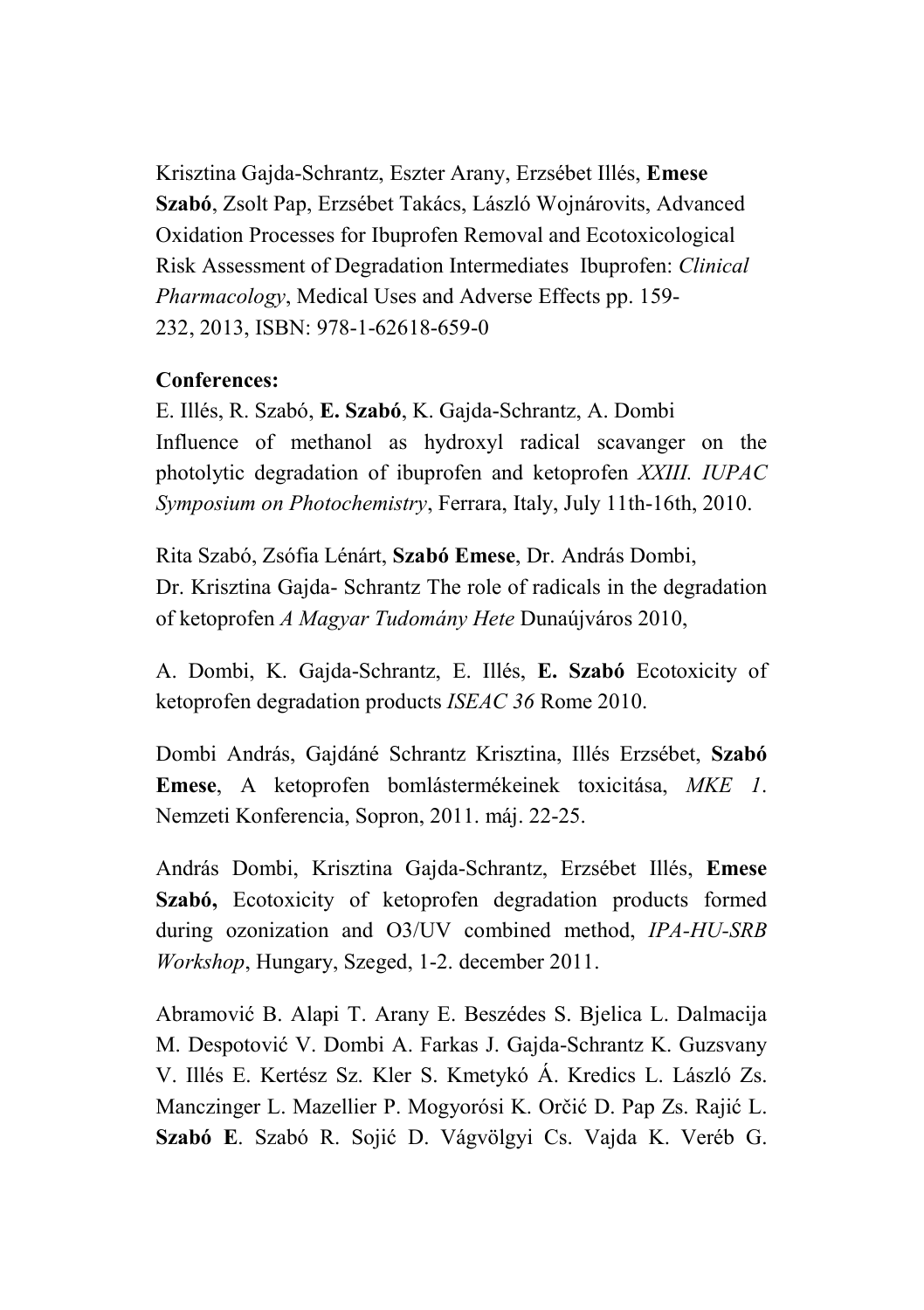Krisztina Gajda-Schrantz, Eszter Arany, Erzsébet Illés, **Emese Szabó**, Zsolt Pap, Erzsébet Takács, László Wojnárovits, Advanced Oxidation Processes for Ibuprofen Removal and Ecotoxicological Risk Assessment of Degradation Intermediates Ibuprofen: *Clinical Pharmacology*, Medical Uses and Adverse Effects pp. 159-232, 2013, ISBN: 978-1-62618-659-0

**Conferences:**

E. Illés, R. Szabó, **E. Szabó**, K. Gajda-Schrantz, A. Dombi
Influence of methanol as hydroxyl radical scavanger on the photolytic degradation of ibuprofen and ketoprofen *XXIII. IUPAC Symposium on Photochemistry*, Ferrara, Italy, July 11th-16th, 2010.

Rita Szabó, Zsófia Lénárt, **Szabó Emese**, Dr. András Dombi, Dr. Krisztina Gajda- Schrantz The role of radicals in the degradation of ketoprofen *A Magyar Tudomány Hete* Dunaújváros 2010,

A. Dombi, K. Gajda-Schrantz, E. Illés, **E. Szabó** Ecotoxicity of ketoprofen degradation products *ISEAC 36* Rome 2010.

Dombi András, Gajdáné Schrantz Krisztina, Illés Erzsébet, **Szabó Emese**, A ketoprofen bomlástermékeinek toxicitása, *MKE 1*. Nemzeti Konferencia, Sopron, 2011. máj. 22-25.

András Dombi, Krisztina Gajda-Schrantz, Erzsébet Illés, **Emese Szabó,** Ecotoxicity of ketoprofen degradation products formed during ozonization and O3/UV combined method, *IPA-HU-SRB Workshop*, Hungary, Szeged, 1-2. december 2011.

Abramović B. Alapi T. Arany E. Beszédes S. Bjelica L. Dalmacija M. Despotović V. Dombi A. Farkas J. Gajda-Schrantz K. Guzsvany V. Illés E. Kertész Sz. Kler S. Kmetykó Á. Kredics L. László Zs. Manczinger L. Mazellier P. Mogyorósi K. Orčić D. Pap Zs. Rajić L. **Szabó E**. Szabó R. Sojić D. Vágvölgyi Cs. Vajda K. Veréb G.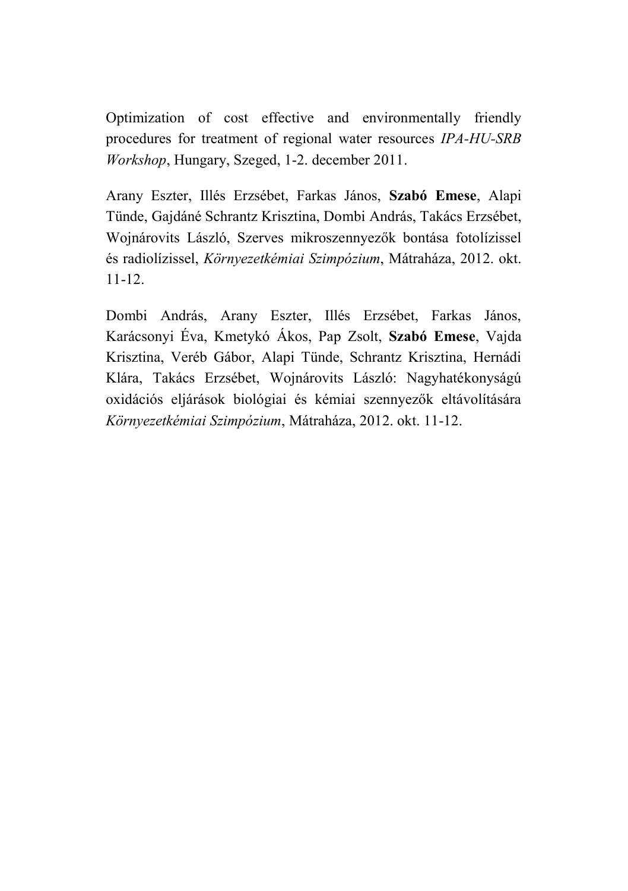Optimization of cost effective and environmentally friendly procedures for treatment of regional water resources *IPA-HU-SRB Workshop*, Hungary, Szeged, 1-2. december 2011.

Arany Eszter, Illés Erzsébet, Farkas János, **Szabó Emese**, Alapi Tünde, Gajdáné Schrantz Krisztina, Dombi András, Takács Erzsébet, Wojnárovits László, Szerves mikroszennyezők bontása fotolízissel és radiolízissel, *Környezetkémiai Szimpózium*, Mátraháza, 2012. okt. 11-12.

Dombi András, Arany Eszter, Illés Erzsébet, Farkas János, Karácsonyi Éva, Kmetykó Ákos, Pap Zsolt, **Szabó Emese**, Vajda Krisztina, Veréb Gábor, Alapi Tünde, Schrantz Krisztina, Hernádi Klára, Takács Erzsébet, Wojnárovits László: Nagyhatékonyságú oxidációs eljárások biológiai és kémiai szennyezők eltávolítására *Környezetkémiai Szimpózium*, Mátraháza, 2012. okt. 11-12.